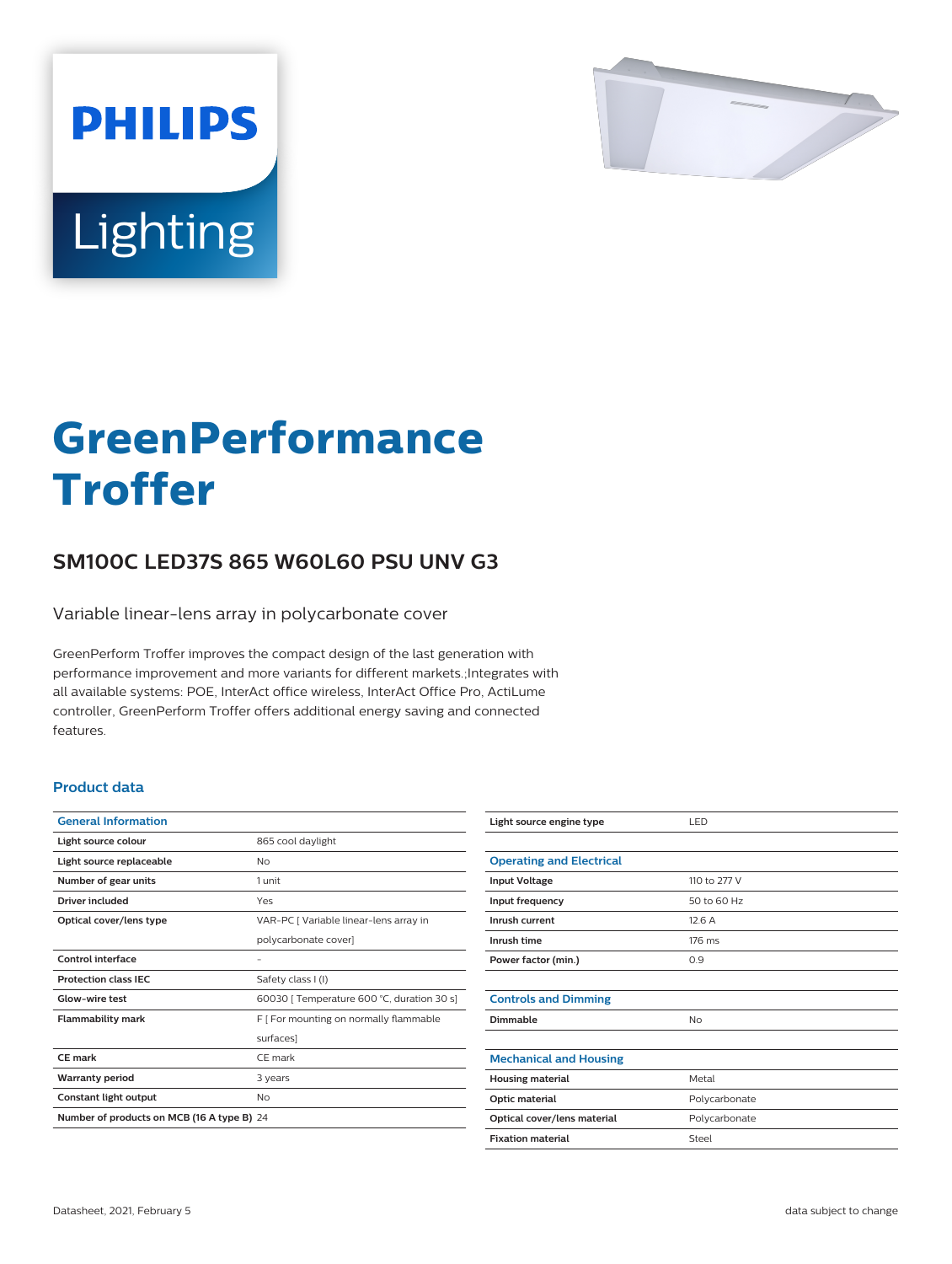PHILIPS

Lighting

# GreenPerformance Troffer

## SM100C LED37S 865 W60L60 PSU UNV G3

Variable linear-lens array in polycarbonate cover

GreenPerform Troffer improves the compact design of the last generation with performance improvement and more variants for different markets.;Integrates with all available systems: POE, InterAct office wireless, InterAct Office Pro, ActiLume controller, GreenPerform Troffer offers additional energy saving and connected features.

### Product data

| General Information | |
|---|---|
| Light source colour | 865 cool daylight |
| Light source replaceable | No |
| Number of gear units | 1 unit |
| Driver included | Yes |
| Optical cover/lens type | VAR-PC [ Variable linear-lens array in polycarbonate cover] |
| Control interface | - |
| Protection class IEC | Safety class I (I) |
| Glow-wire test | 60030 [ Temperature 600 °C, duration 30 s] |
| Flammability mark | F [ For mounting on normally flammable surfaces] |
| CE mark | CE mark |
| Warranty period | 3 years |
| Constant light output | No |
| Number of products on MCB (16 A type B) | 24 |
| Light source engine type | LED |

| Operating and Electrical | |
|---|---|
| Input Voltage | 110 to 277 V |
| Input frequency | 50 to 60 Hz |
| Inrush current | 12.6 A |
| Inrush time | 176 ms |
| Power factor (min.) | 0.9 |

| Controls and Dimming | |
|---|---|
| Dimmable | No |

| Mechanical and Housing | |
|---|---|
| Housing material | Metal |
| Optic material | Polycarbonate |
| Optical cover/lens material | Polycarbonate |
| Fixation material | Steel |

Datasheet, 2021, February 5

data subject to change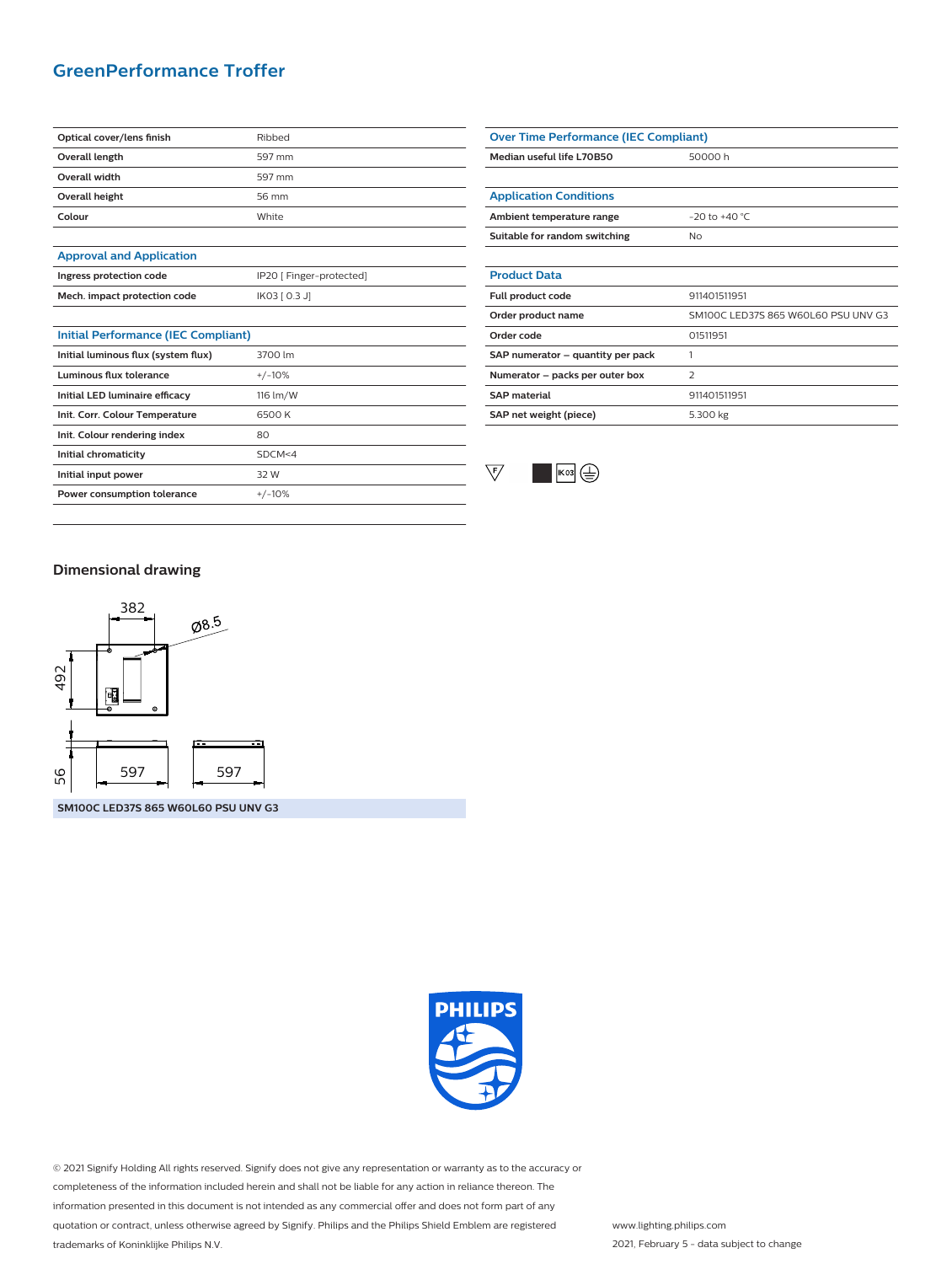## GreenPerformance Troffer

| | |
|---|---|
| Optical cover/lens finish | Ribbed |
| Overall length | 597 mm |
| Overall width | 597 mm |
| Overall height | 56 mm |
| Colour | White |

### Approval and Application

| | |
|---|---|
| Ingress protection code | IP20 [ Finger-protected] |
| Mech. impact protection code | IK03 [ 0.3 J] |

### Initial Performance (IEC Compliant)

| | |
|---|---|
| Initial luminous flux (system flux) | 3700 lm |
| Luminous flux tolerance | +/-10% |
| Initial LED luminaire efficacy | 116 lm/W |
| Init. Corr. Colour Temperature | 6500 K |
| Init. Colour rendering index | 80 |
| Initial chromaticity | SDCM<4 |
| Initial input power | 32 W |
| Power consumption tolerance | +/-10% |

### Over Time Performance (IEC Compliant)

| | |
|---|---|
| Median useful life L70B50 | 50000 h |

### Application Conditions

| | |
|---|---|
| Ambient temperature range | -20 to +40 °C |
| Suitable for random switching | No |

### Product Data

| | |
|---|---|
| Full product code | 911401511951 |
| Order product name | SM100C LED37S 865 W60L60 PSU UNV G3 |
| Order code | 01511951 |
| SAP numerator – quantity per pack | 1 |
| Numerator – packs per outer box | 2 |
| SAP material | 911401511951 |
| SAP net weight (piece) | 5.300 kg |

## Dimensional drawing

382
Ø8.5
492
56
597
597

SM100C LED37S 865 W60L60 PSU UNV G3

© 2021 Signify Holding All rights reserved. Signify does not give any representation or warranty as to the accuracy or completeness of the information included herein and shall not be liable for any action in reliance thereon. The information presented in this document is not intended as any commercial offer and does not form part of any quotation or contract, unless otherwise agreed by Signify. Philips and the Philips Shield Emblem are registered trademarks of Koninklijke Philips N.V.

www.lighting.philips.com
2021, February 5 - data subject to change